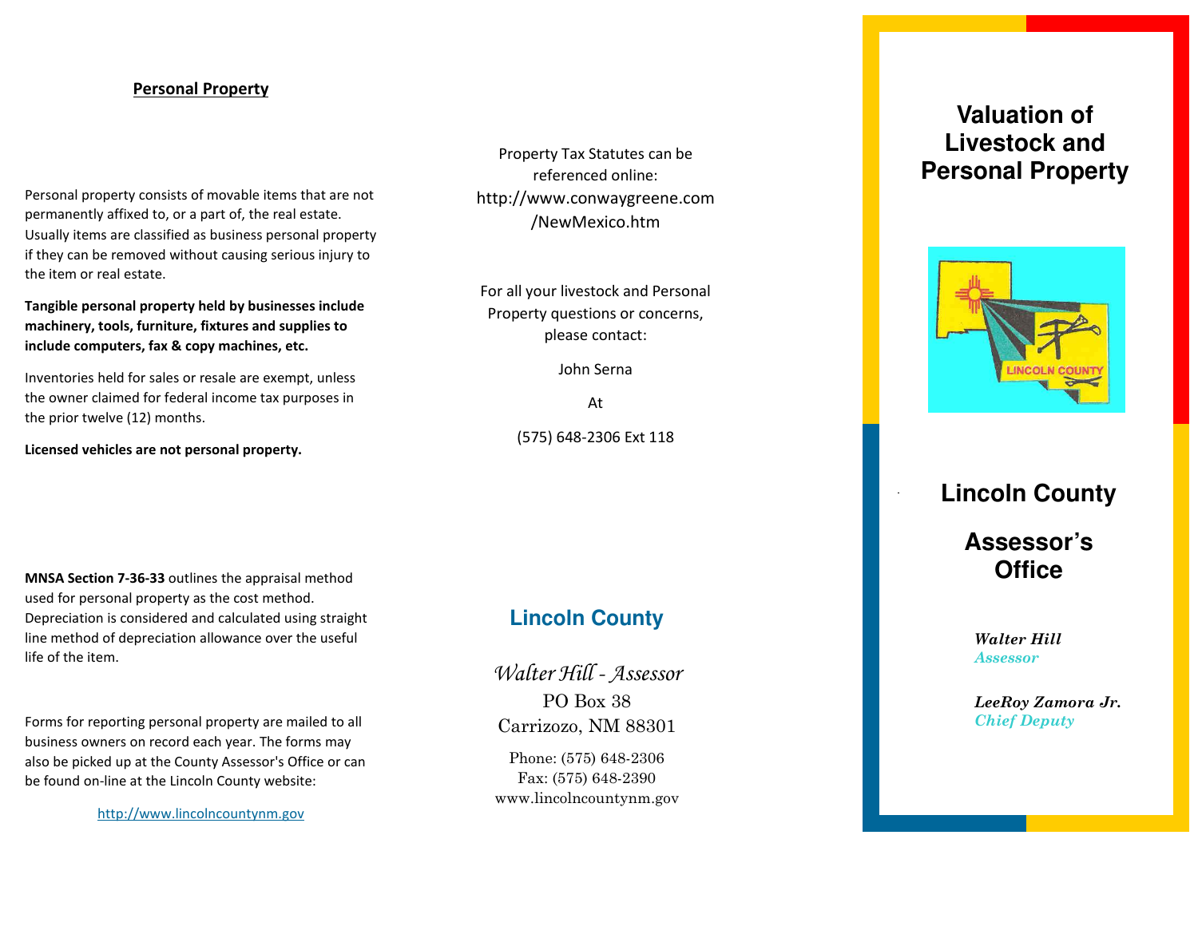## Personal Property

Personal property consists of movable items that are not permanently affixed to, or a part of, the real estate. Usually items are classified as business personal property if they can be removed without causing serious injury to the item or real estate.

**Tangible personal property held by businesses include machinery, tools, furniture, fixtures and supplies to include computers, fax & copy machines, etc.**

Inventories held for sales or resale are exempt, unless the owner claimed for federal income tax purposes in the prior twelve (12) months.

**Licensed vehicles are not personal property.**

**MNSA Section 7-36-33** outlines the appraisal method used for personal property as the cost method. Depreciation is considered and calculated using straight line method of depreciation allowance over the useful life of the item.

Forms for reporting personal property are mailed to all business owners on record each year. The forms may also be picked up at the County Assessor's Office or can be found on-line at the Lincoln County website:

http://www.lincolncountynm.gov

Property Tax Statutes can be referenced online: http://www.conwaygreene.com/NewMexico.htm

For all your livestock and Personal Property questions or concerns, please contact:

John Serna

At

(575) 648-2306 Ext 118

**Lincoln County**

*Walter Hill - Assessor*

PO Box 38

Carrizozo, NM 88301

Phone: (575) 648-2306

Fax: (575) 648-2390

www.lincolncountynm.gov

# Valuation of Livestock and Personal Property

LINCOLN COUNTY

## Lincoln County

## Assessor's Office

***Walter Hill***
*Assessor*

***LeeRoy Zamora Jr.***
*Chief Deputy*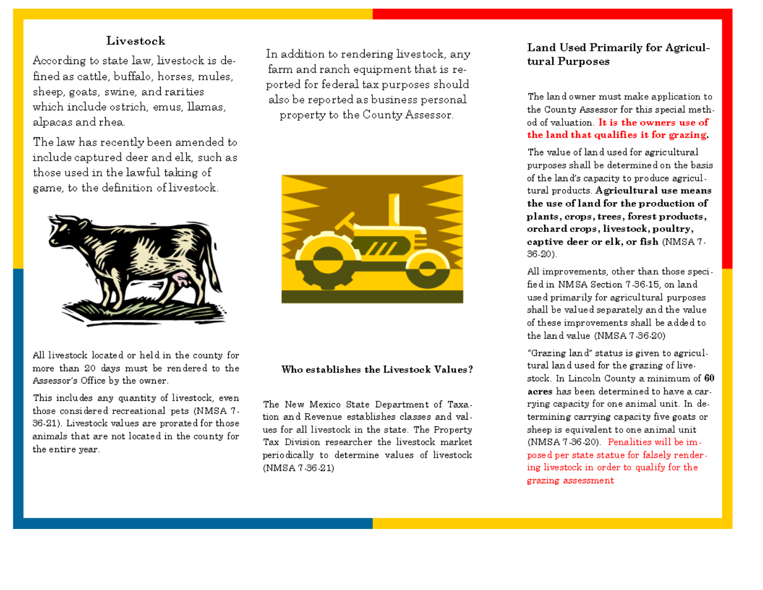## Livestock

According to state law, livestock is defined as cattle, buffalo, horses, mules, sheep, goats, swine, and rarities which include ostrich, emus, llamas, alpacas and rhea.

The law has recently been amended to include captured deer and elk, such as those used in the lawful taking of game, to the definition of livestock.

All livestock located or held in the county for more than 20 days must be rendered to the Assessor's Office by the owner.

This includes any quantity of livestock, even those considered recreational pets (NMSA 7-36-21). Livestock values are prorated for those animals that are not located in the county for the entire year.

In addition to rendering livestock, any farm and ranch equipment that is reported for federal tax purposes should also be reported as business personal property to the County Assessor.

### Who establishes the Livestock Values?

The New Mexico State Department of Taxation and Revenue establishes classes and values for all livestock in the state. The Property Tax Division researcher the livestock market periodically to determine values of livestock (NMSA 7-36-21)

### Land Used Primarily for Agricultural Purposes

The land owner must make application to the County Assessor for this special method of valuation. **It is the owners use of the land that qualifies it for grazing.**

The value of land used for agricultural purposes shall be determined on the basis of the land's capacity to produce agricultural products. **Agricultural use means the use of land for the production of plants, crops, trees, forest products, orchard crops, livestock, poultry, captive deer or elk, or fish** (NMSA 7-36-20).

All improvements, other than those specified in NMSA Section 7-36-15, on land used primarily for agricultural purposes shall be valued separately and the value of these improvements shall be added to the land value (NMSA 7-36-20)

"Grazing land" status is given to agricultural land used for the grazing of livestock. In Lincoln County a minimum of **60 acres** has been determined to have a carrying capacity for one animal unit. In determining carrying capacity five goats or sheep is equivalent to one animal unit (NMSA 7-36-20). Penalities will be imposed per state statue for falsely rendering livestock in order to qualify for the grazing assessment